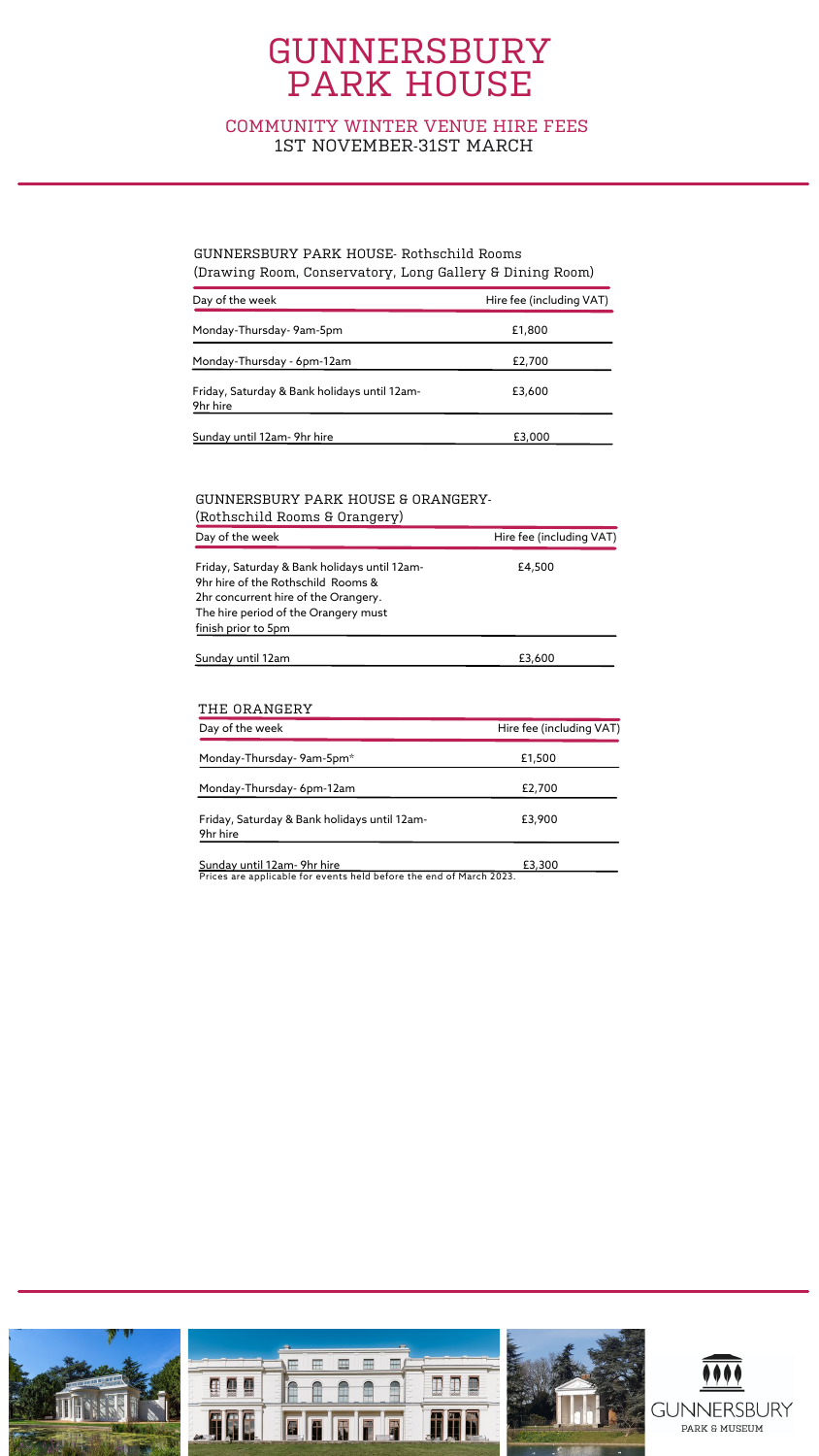# GUNNERSBURY PARK HOUSE

## COMMUNITY WINTER VENUE HIRE FEES
## 1ST NOVEMBER-31ST MARCH

### GUNNERSBURY PARK HOUSE- Rothschild Rooms
(Drawing Room, Conservatory, Long Gallery & Dining Room)

| Day of the week | Hire fee (including VAT) |
|---|---|
| Monday-Thursday- 9am-5pm | £1,800 |
| Monday-Thursday - 6pm-12am | £2,700 |
| Friday, Saturday & Bank holidays until 12am- 9hr hire | £3,600 |
| Sunday until 12am- 9hr hire | £3,000 |

### GUNNERSBURY PARK HOUSE & ORANGERY-
(Rothschild Rooms & Orangery)

| Day of the week | Hire fee (including VAT) |
|---|---|
| Friday, Saturday & Bank holidays until 12am- 9hr hire of the Rothschild Rooms & 2hr concurrent hire of the Orangery. The hire period of the Orangery must finish prior to 5pm | £4,500 |
| Sunday until 12am | £3,600 |

### THE ORANGERY

| Day of the week | Hire fee (including VAT) |
|---|---|
| Monday-Thursday- 9am-5pm* | £1,500 |
| Monday-Thursday- 6pm-12am | £2,700 |
| Friday, Saturday & Bank holidays until 12am- 9hr hire | £3,900 |
| Sunday until 12am- 9hr hire | £3,300 |

Prices are applicable for events held before the end of March 2023.

GUNNERSBURY PARK & MUSEUM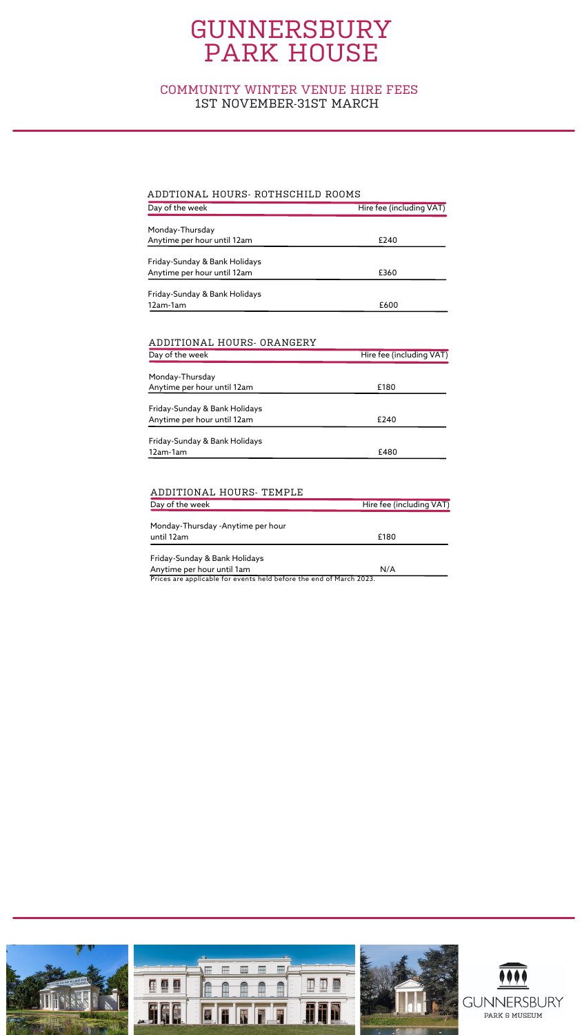# GUNNERSBURY PARK HOUSE

## COMMUNITY WINTER VENUE HIRE FEES
## 1ST NOVEMBER-31ST MARCH

### ADDTIONAL HOURS- ROTHSCHILD ROOMS

| Day of the week | Hire fee (including VAT) |
|---|---|
| Monday-Thursday<br>Anytime per hour until 12am | £240 |
| Friday-Sunday & Bank Holidays<br>Anytime per hour until 12am | £360 |
| Friday-Sunday & Bank Holidays<br>12am-1am | £600 |

### ADDITIONAL HOURS- ORANGERY

| Day of the week | Hire fee (including VAT) |
|---|---|
| Monday-Thursday<br>Anytime per hour until 12am | £180 |
| Friday-Sunday & Bank Holidays<br>Anytime per hour until 12am | £240 |
| Friday-Sunday & Bank Holidays<br>12am-1am | £480 |

### ADDITIONAL HOURS- TEMPLE

| Day of the week | Hire fee (including VAT) |
|---|---|
| Monday-Thursday -Anytime per hour until 12am | £180 |
| Friday-Sunday & Bank Holidays<br>Anytime per hour until 1am | N/A |

Prices are applicable for events held before the end of March 2023.

GUNNERSBURY PARK & MUSEUM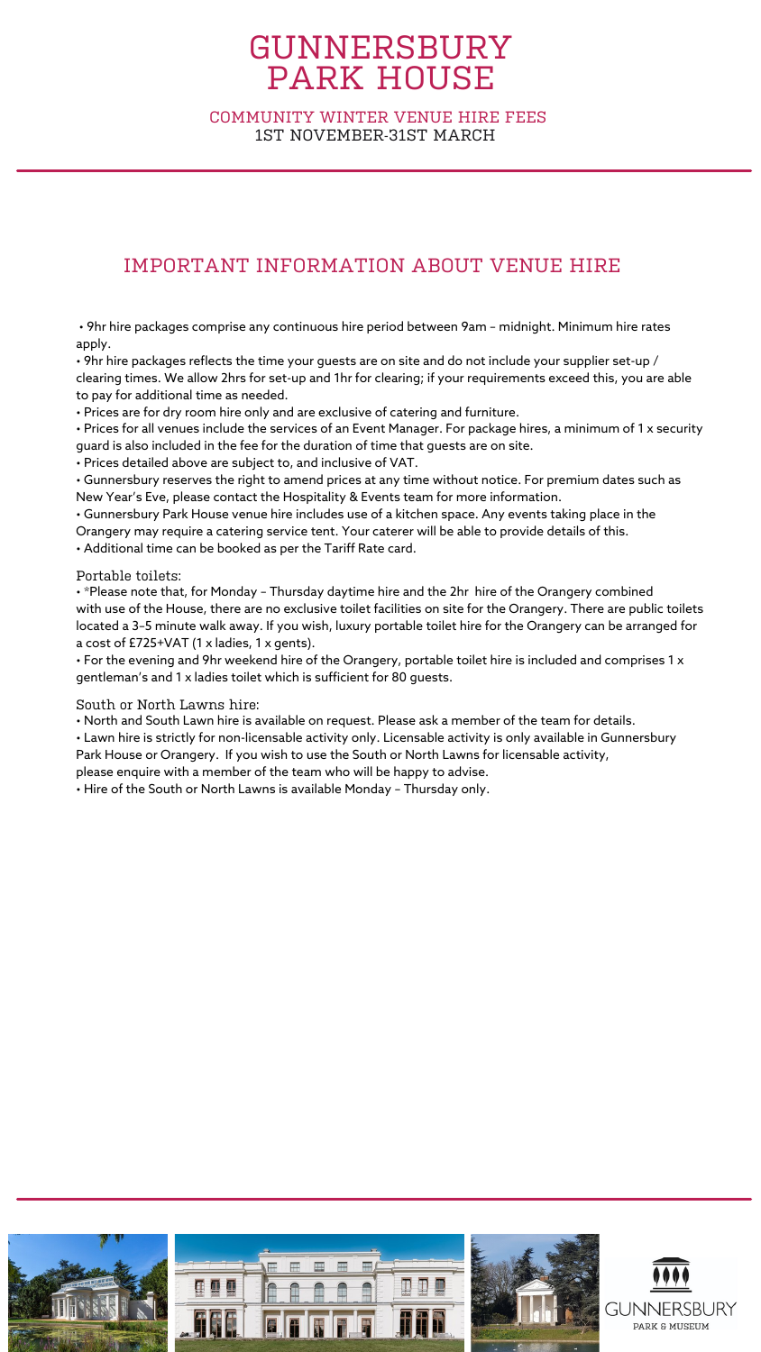# GUNNERSBURY PARK HOUSE

## COMMUNITY WINTER VENUE HIRE FEES
1ST NOVEMBER-31ST MARCH

## IMPORTANT INFORMATION ABOUT VENUE HIRE

- 9hr hire packages comprise any continuous hire period between 9am – midnight. Minimum hire rates apply.
- 9hr hire packages reflects the time your guests are on site and do not include your supplier set-up / clearing times. We allow 2hrs for set-up and 1hr for clearing; if your requirements exceed this, you are able to pay for additional time as needed.
- Prices are for dry room hire only and are exclusive of catering and furniture.
- Prices for all venues include the services of an Event Manager. For package hires, a minimum of 1 x security guard is also included in the fee for the duration of time that guests are on site.
- Prices detailed above are subject to, and inclusive of VAT.
- Gunnersbury reserves the right to amend prices at any time without notice. For premium dates such as New Year's Eve, please contact the Hospitality & Events team for more information.
- Gunnersbury Park House venue hire includes use of a kitchen space. Any events taking place in the Orangery may require a catering service tent. Your caterer will be able to provide details of this.
- Additional time can be booked as per the Tariff Rate card.

### Portable toilets:

- *Please note that, for Monday – Thursday daytime hire and the 2hr hire of the Orangery combined with use of the House, there are no exclusive toilet facilities on site for the Orangery. There are public toilets located a 3-5 minute walk away. If you wish, luxury portable toilet hire for the Orangery can be arranged for a cost of £725+VAT (1 x ladies, 1 x gents).
- For the evening and 9hr weekend hire of the Orangery, portable toilet hire is included and comprises 1 x gentleman's and 1 x ladies toilet which is sufficient for 80 guests.

### South or North Lawns hire:

- North and South Lawn hire is available on request. Please ask a member of the team for details.
- Lawn hire is strictly for non-licensable activity only. Licensable activity is only available in Gunnersbury Park House or Orangery. If you wish to use the South or North Lawns for licensable activity, please enquire with a member of the team who will be happy to advise.
- Hire of the South or North Lawns is available Monday – Thursday only.

GUNNERSBURY PARK & MUSEUM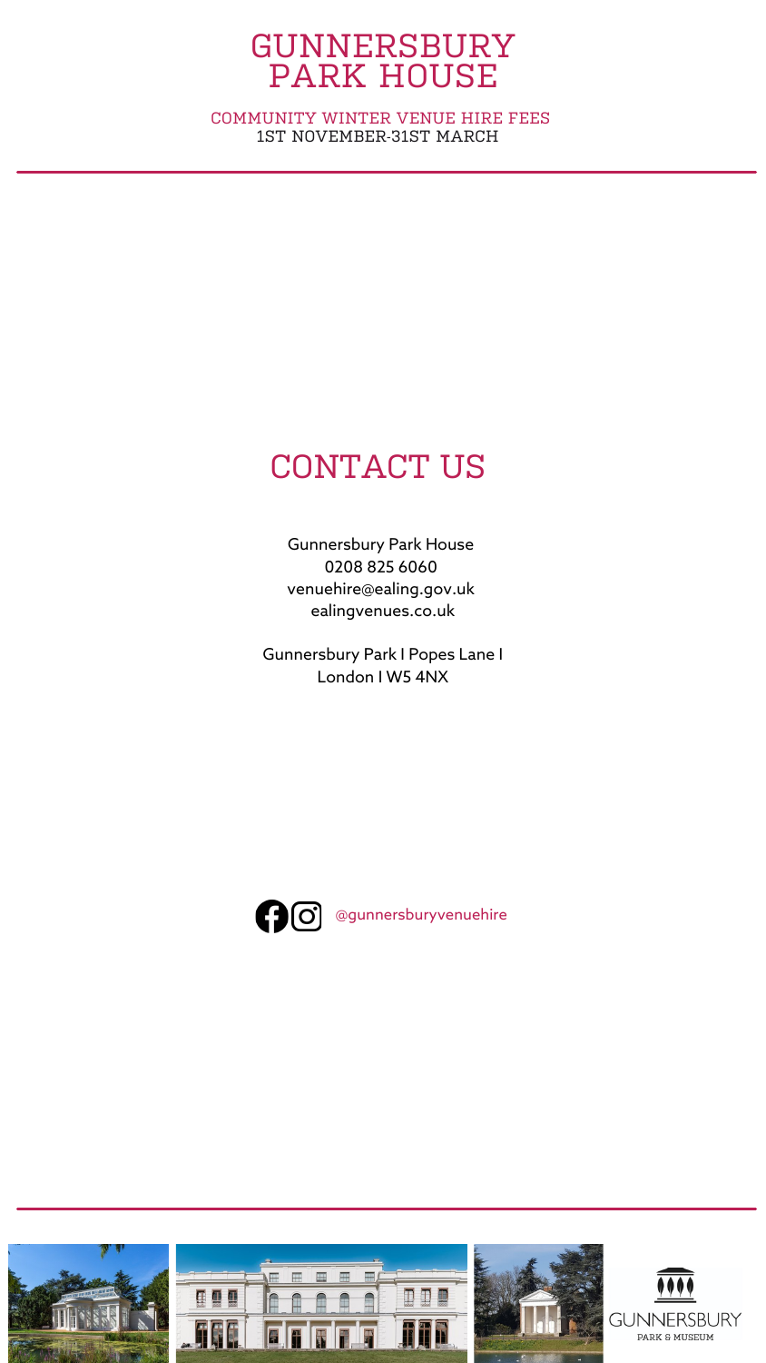# GUNNERSBURY PARK HOUSE

COMMUNITY WINTER VENUE HIRE FEES
1ST NOVEMBER-31ST MARCH

## CONTACT US

Gunnersbury Park House
0208 825 6060
venuehire@ealing.gov.uk
ealingvenues.co.uk

Gunnersbury Park I Popes Lane I
London I W5 4NX

@gunnersburyvenuehire

GUNNERSBURY
PARK & MUSEUM